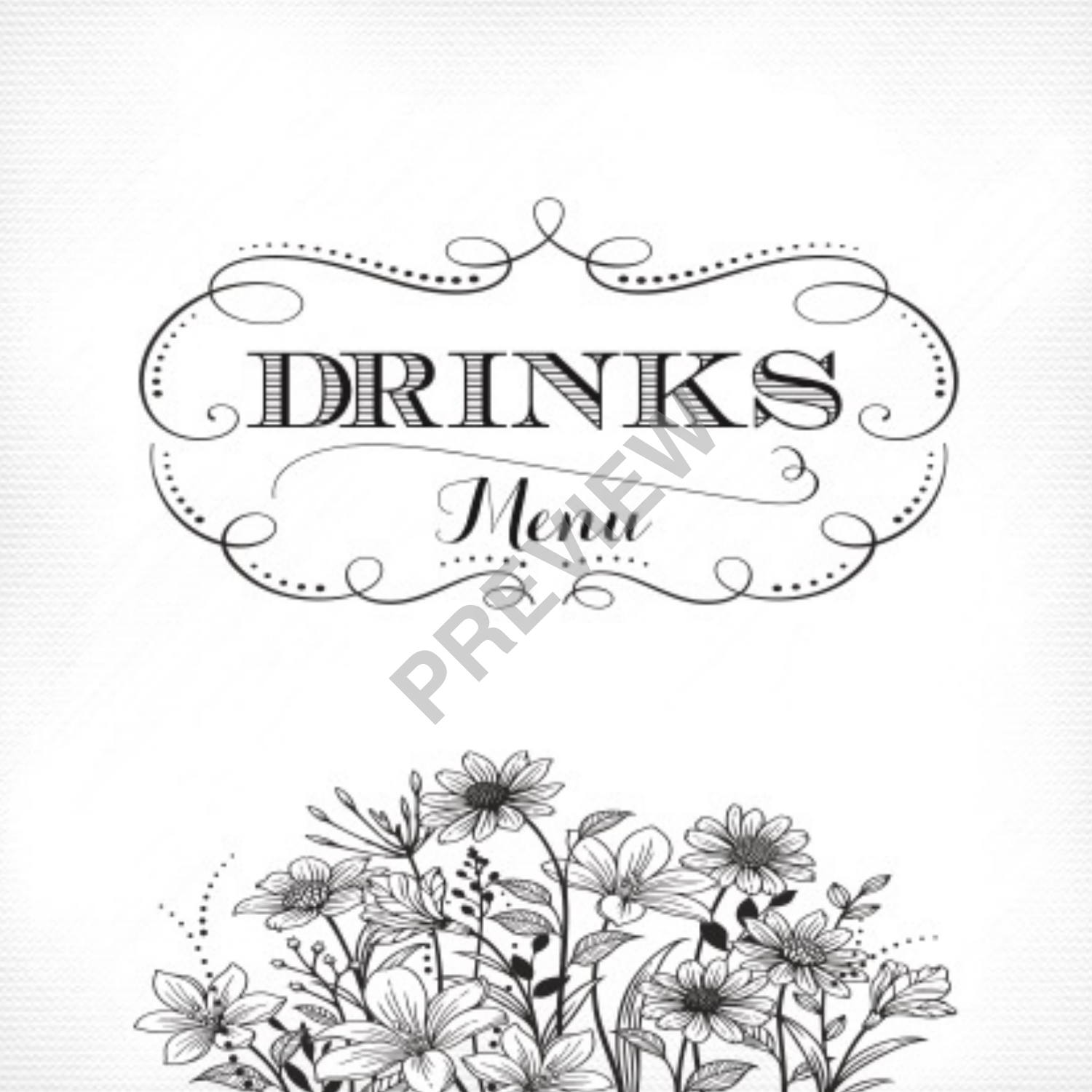# DRINKS

*Menu*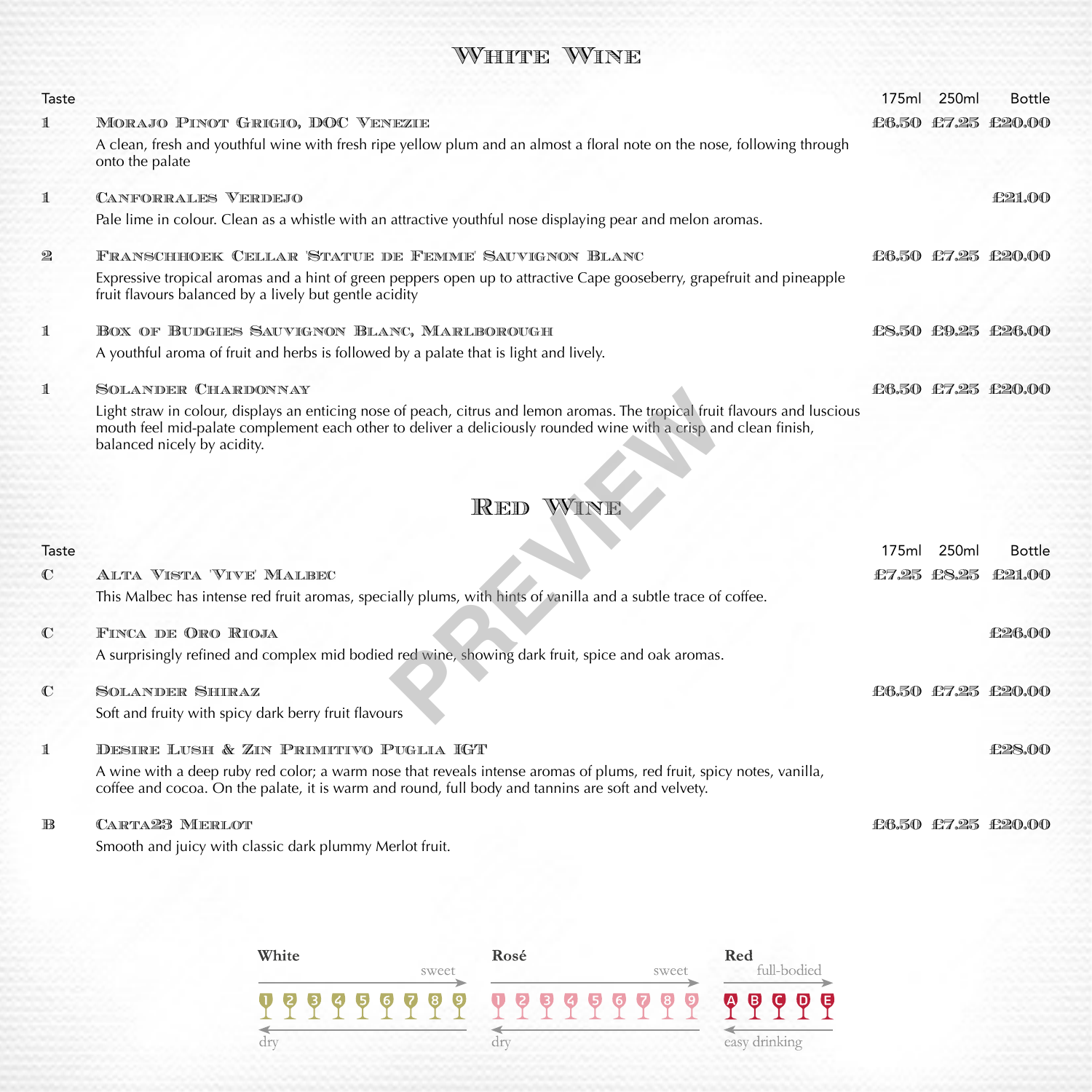# White Wine

| Taste | | 175ml | 250ml | Bottle |
|---|---|---|---|---|
| 1 | **Morajo Pinot Grigio, DOC Venezie**<br>A clean, fresh and youthful wine with fresh ripe yellow plum and an almost a floral note on the nose, following through onto the palate | £6.50 | £7.25 | £20.00 |
| 1 | **Canforrales Verdejo**<br>Pale lime in colour. Clean as a whistle with an attractive youthful nose displaying pear and melon aromas. | | | £21.00 |
| 2 | **Franschhoek Cellar 'Statue de Femme' Sauvignon Blanc**<br>Expressive tropical aromas and a hint of green peppers open up to attractive Cape gooseberry, grapefruit and pineapple fruit flavours balanced by a lively but gentle acidity | £6.50 | £7.25 | £20.00 |
| 1 | **Box of Budgies Sauvignon Blanc, Marlborough**<br>A youthful aroma of fruit and herbs is followed by a palate that is light and lively. | £8.50 | £9.25 | £26.00 |
| 1 | **Solander Chardonnay**<br>Light straw in colour, displays an enticing nose of peach, citrus and lemon aromas. The tropical fruit flavours and luscious mouth feel mid-palate complement each other to deliver a deliciously rounded wine with a crisp and clean finish, balanced nicely by acidity. | £6.50 | £7.25 | £20.00 |

# Red Wine

| Taste | | 175ml | 250ml | Bottle |
|---|---|---|---|---|
| C | **Alta Vista 'Vive' Malbec**<br>This Malbec has intense red fruit aromas, specially plums, with hints of vanilla and a subtle trace of coffee. | £7.25 | £8.25 | £21.00 |
| C | **Finca de Oro Rioja**<br>A surprisingly refined and complex mid bodied red wine, showing dark fruit, spice and oak aromas. | | | £26.00 |
| C | **Solander Shiraz**<br>Soft and fruity with spicy dark berry fruit flavours | £6.50 | £7.25 | £20.00 |
| 1 | **Desire Lush & Zin Primitivo Puglia IGT**<br>A wine with a deep ruby red color; a warm nose that reveals intense aromas of plums, red fruit, spicy notes, vanilla, coffee and cocoa. On the palate, it is warm and round, full body and tannins are soft and velvety. | | | £28.00 |
| B | **Carta23 Merlot**<br>Smooth and juicy with classic dark plummy Merlot fruit. | £6.50 | £7.25 | £20.00 |

**White:** 1 2 3 4 5 6 7 8 9 (dry → sweet)

**Rosé:** 1 2 3 4 5 6 7 8 9 (dry → sweet)

**Red:** A B C D E (easy drinking → full-bodied)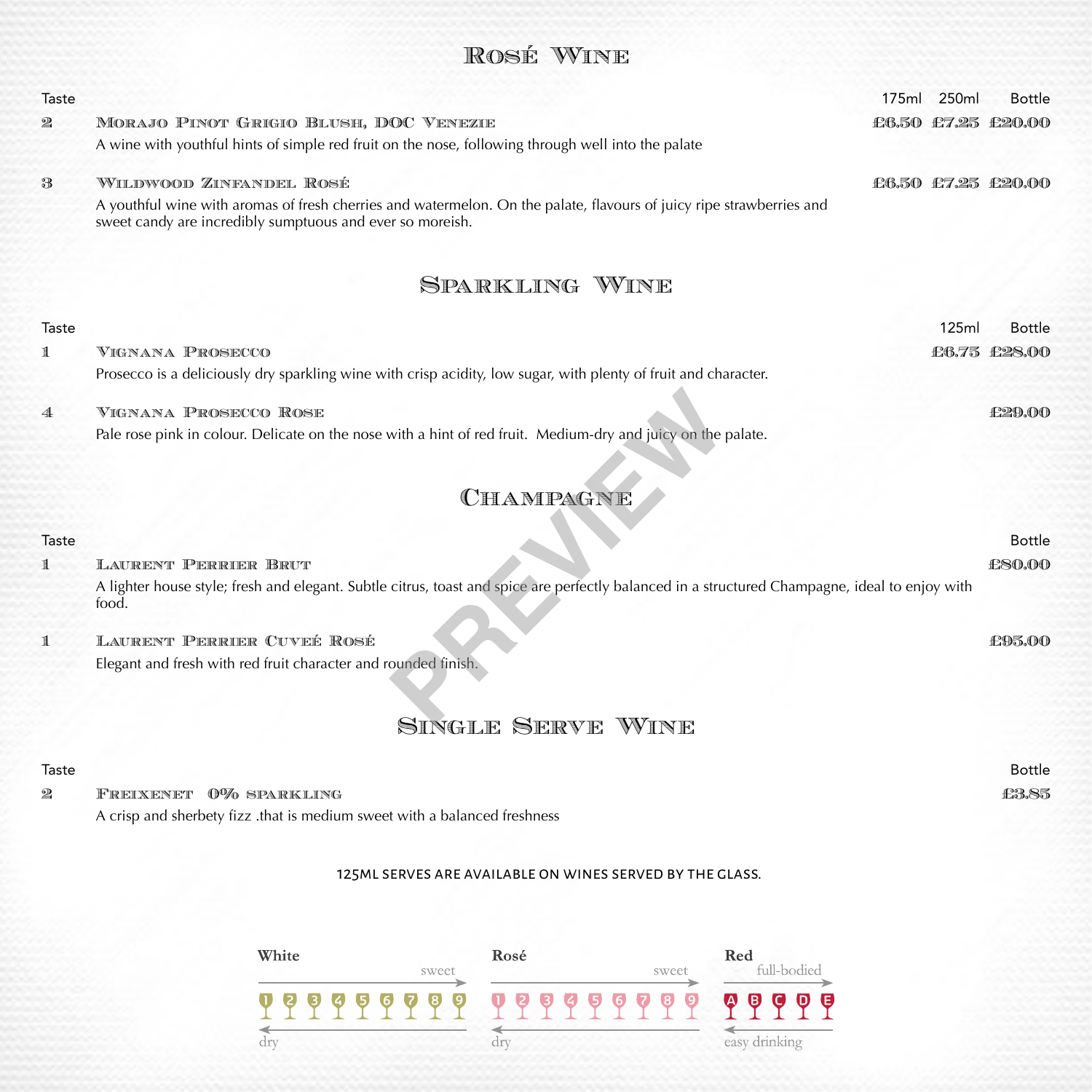## Rosé Wine

| Taste | | 175ml | 250ml | Bottle |
|---|---|---|---|---|
| 2 | **Morajo Pinot Grigio Blush, DOC Venezie**<br>A wine with youthful hints of simple red fruit on the nose, following through well into the palate | £6.50 | £7.25 | £20.00 |
| 3 | **Wildwood Zinfandel Rosé**<br>A youthful wine with aromas of fresh cherries and watermelon. On the palate, flavours of juicy ripe strawberries and sweet candy are incredibly sumptuous and ever so moreish. | £6.50 | £7.25 | £20.00 |

## Sparkling Wine

| Taste | | 125ml | Bottle |
|---|---|---|---|
| 1 | **Vignana Prosecco**<br>Prosecco is a deliciously dry sparkling wine with crisp acidity, low sugar, with plenty of fruit and character. | £6.75 | £28.00 |
| 4 | **Vignana Prosecco Rose**<br>Pale rose pink in colour. Delicate on the nose with a hint of red fruit. Medium-dry and juicy on the palate. | | £29.00 |

## Champagne

| Taste | | Bottle |
|---|---|---|
| 1 | **Laurent Perrier Brut**<br>A lighter house style; fresh and elegant. Subtle citrus, toast and spice are perfectly balanced in a structured Champagne, ideal to enjoy with food. | £80.00 |
| 1 | **Laurent Perrier Cuveé Rosé**<br>Elegant and fresh with red fruit character and rounded finish. | £95.00 |

## Single Serve Wine

| Taste | | Bottle |
|---|---|---|
| 2 | **Freixenet 0% sparkling**<br>A crisp and sherbety fizz .that is medium sweet with a balanced freshness | £3.85 |

125ML SERVES ARE AVAILABLE ON WINES SERVED BY THE GLASS.

**White** — dry 1 2 3 4 5 6 7 8 9 sweet

**Rosé** — dry 1 2 3 4 5 6 7 8 9 sweet

**Red** — easy drinking A B C D E full-bodied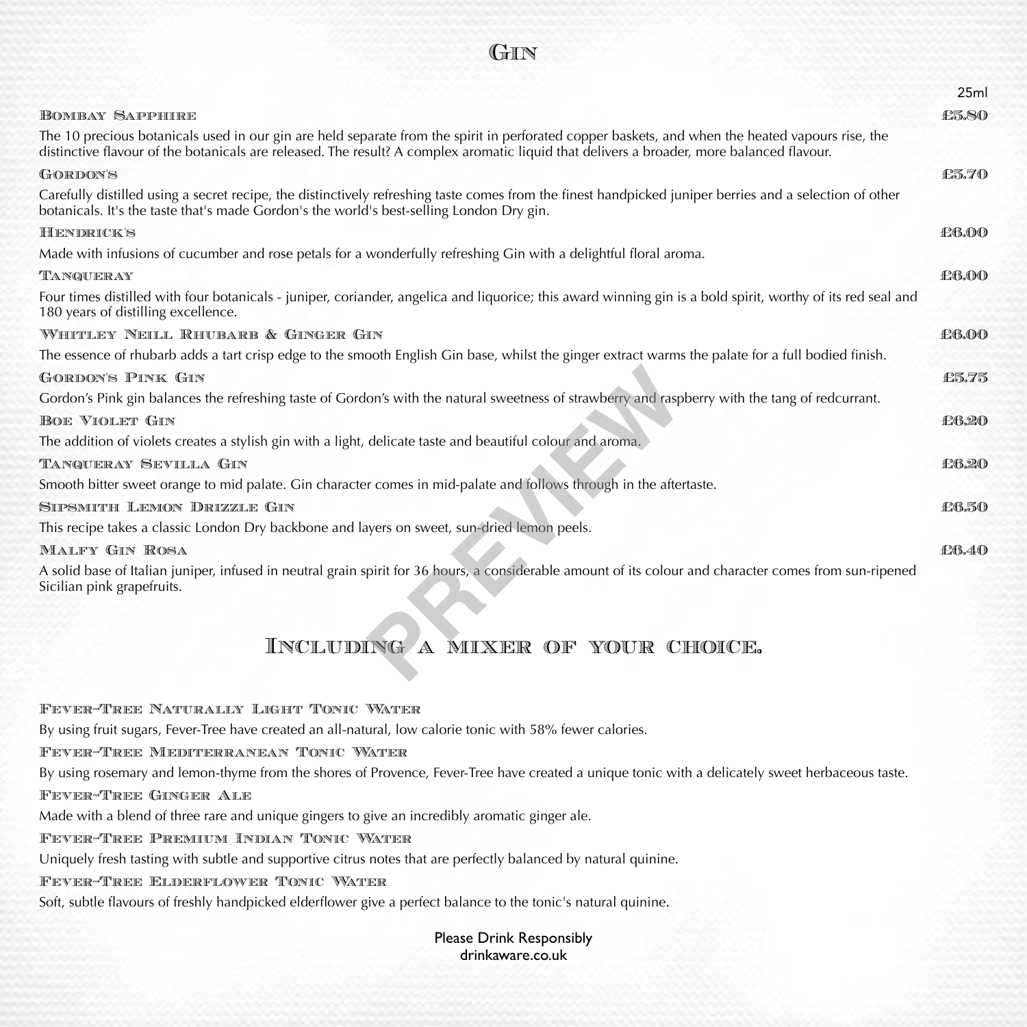# Gin

25ml

**Bombay Sapphire** £5.80

The 10 precious botanicals used in our gin are held separate from the spirit in perforated copper baskets, and when the heated vapours rise, the distinctive flavour of the botanicals are released. The result? A complex aromatic liquid that delivers a broader, more balanced flavour.

**Gordon's** £5.70

Carefully distilled using a secret recipe, the distinctively refreshing taste comes from the finest handpicked juniper berries and a selection of other botanicals. It's the taste that's made Gordon's the world's best-selling London Dry gin.

**Hendrick's** £6.00

Made with infusions of cucumber and rose petals for a wonderfully refreshing Gin with a delightful floral aroma.

**Tanqueray** £6.00

Four times distilled with four botanicals - juniper, coriander, angelica and liquorice; this award winning gin is a bold spirit, worthy of its red seal and 180 years of distilling excellence.

**Whitley Neill Rhubarb & Ginger Gin** £6.00

The essence of rhubarb adds a tart crisp edge to the smooth English Gin base, whilst the ginger extract warms the palate for a full bodied finish.

**Gordon's Pink Gin** £5.75

Gordon's Pink gin balances the refreshing taste of Gordon's with the natural sweetness of strawberry and raspberry with the tang of redcurrant.

**Boe Violet Gin** £6.20

The addition of violets creates a stylish gin with a light, delicate taste and beautiful colour and aroma.

**Tanqueray Sevilla Gin** £6.20

Smooth bitter sweet orange to mid palate. Gin character comes in mid-palate and follows through in the aftertaste.

**Sipsmith Lemon Drizzle Gin** £6.50

This recipe takes a classic London Dry backbone and layers on sweet, sun-dried lemon peels.

**Malfy Gin Rosa** £6.40

A solid base of Italian juniper, infused in neutral grain spirit for 36 hours, a considerable amount of its colour and character comes from sun-ripened Sicilian pink grapefruits.

## Including a mixer of your choice.

**Fever-Tree Naturally Light Tonic Water**

By using fruit sugars, Fever-Tree have created an all-natural, low calorie tonic with 58% fewer calories.

**Fever-Tree Mediterranean Tonic Water**

By using rosemary and lemon-thyme from the shores of Provence, Fever-Tree have created a unique tonic with a delicately sweet herbaceous taste.

**Fever-Tree Ginger Ale**

Made with a blend of three rare and unique gingers to give an incredibly aromatic ginger ale.

**Fever-Tree Premium Indian Tonic Water**

Uniquely fresh tasting with subtle and supportive citrus notes that are perfectly balanced by natural quinine.

**Fever-Tree Elderflower Tonic Water**

Soft, subtle flavours of freshly handpicked elderflower give a perfect balance to the tonic's natural quinine.

Please Drink Responsibly
drinkaware.co.uk